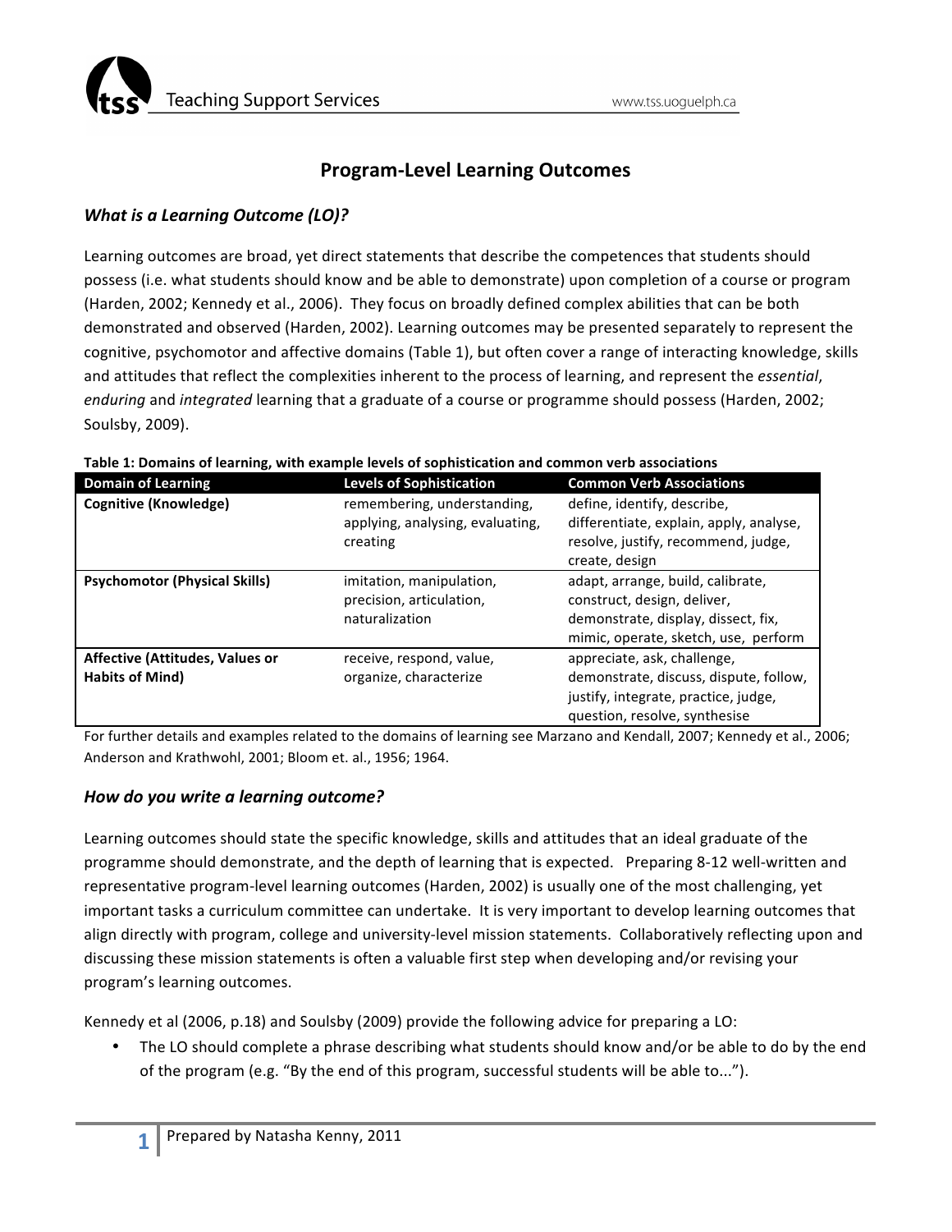# Program-Level Learning Outcomes

## *What is a Learning Outcome (LO)?*

Learning outcomes are broad, yet direct statements that describe the competences that students should possess (i.e. what students should know and be able to demonstrate) upon completion of a course or program (Harden, 2002; Kennedy et al., 2006). They focus on broadly defined complex abilities that can be both demonstrated and observed (Harden, 2002). Learning outcomes may be presented separately to represent the cognitive, psychomotor and affective domains (Table 1), but often cover a range of interacting knowledge, skills and attitudes that reflect the complexities inherent to the process of learning, and represent the *essential*, *enduring* and *integrated* learning that a graduate of a course or programme should possess (Harden, 2002; Soulsby, 2009).

**Table 1: Domains of learning, with example levels of sophistication and common verb associations**

| Domain of Learning | Levels of Sophistication | Common Verb Associations |
|---|---|---|
| **Cognitive (Knowledge)** | remembering, understanding, applying, analysing, evaluating, creating | define, identify, describe, differentiate, explain, apply, analyse, resolve, justify, recommend, judge, create, design |
| **Psychomotor (Physical Skills)** | imitation, manipulation, precision, articulation, naturalization | adapt, arrange, build, calibrate, construct, design, deliver, demonstrate, display, dissect, fix, mimic, operate, sketch, use, perform |
| **Affective (Attitudes, Values or Habits of Mind)** | receive, respond, value, organize, characterize | appreciate, ask, challenge, demonstrate, discuss, dispute, follow, justify, integrate, practice, judge, question, resolve, synthesise |

For further details and examples related to the domains of learning see Marzano and Kendall, 2007; Kennedy et al., 2006; Anderson and Krathwohl, 2001; Bloom et. al., 1956; 1964.

## *How do you write a learning outcome?*

Learning outcomes should state the specific knowledge, skills and attitudes that an ideal graduate of the programme should demonstrate, and the depth of learning that is expected. Preparing 8-12 well-written and representative program-level learning outcomes (Harden, 2002) is usually one of the most challenging, yet important tasks a curriculum committee can undertake. It is very important to develop learning outcomes that align directly with program, college and university-level mission statements. Collaboratively reflecting upon and discussing these mission statements is often a valuable first step when developing and/or revising your program's learning outcomes.

Kennedy et al (2006, p.18) and Soulsby (2009) provide the following advice for preparing a LO:

- The LO should complete a phrase describing what students should know and/or be able to do by the end of the program (e.g. "By the end of this program, successful students will be able to...").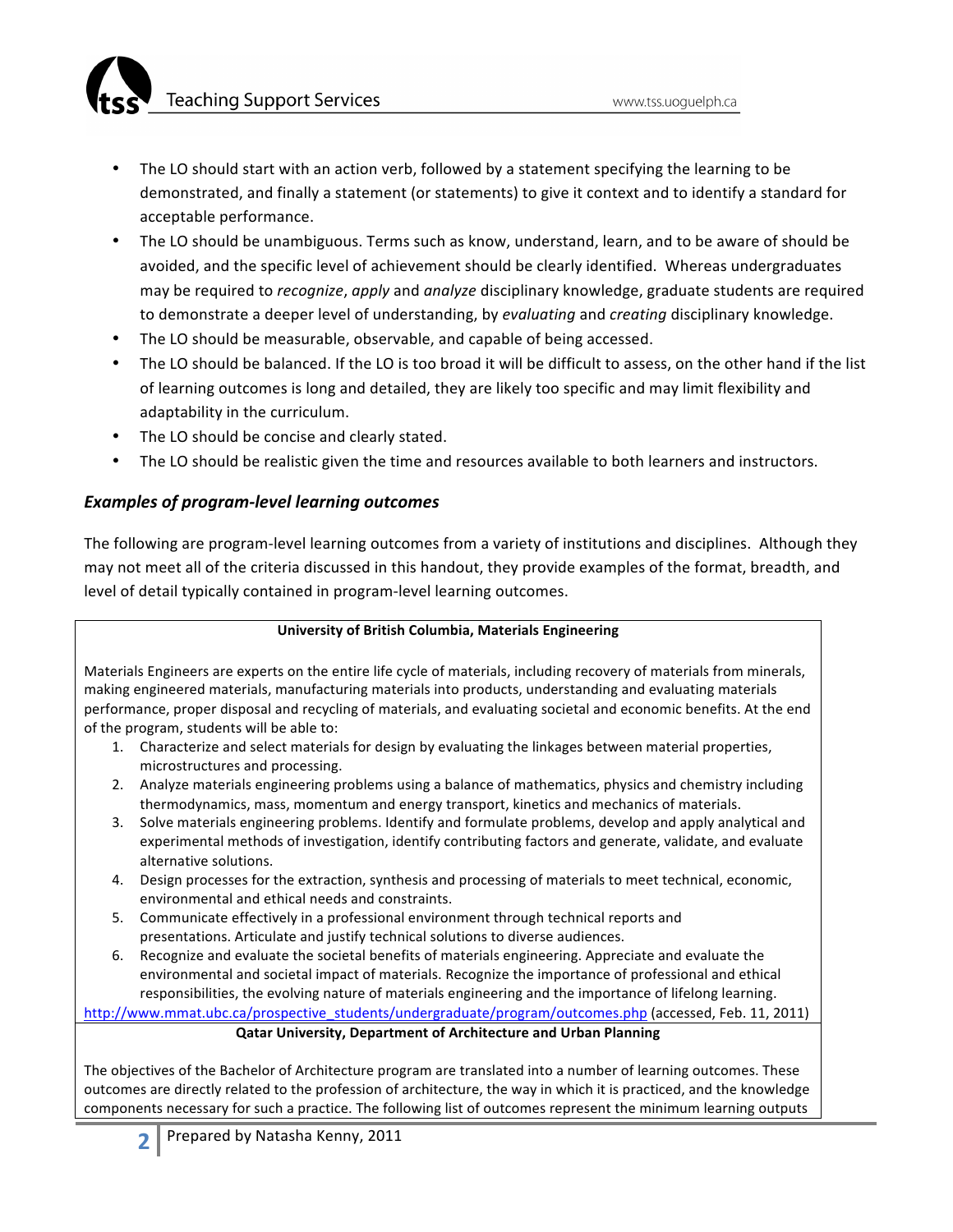- The LO should start with an action verb, followed by a statement specifying the learning to be demonstrated, and finally a statement (or statements) to give it context and to identify a standard for acceptable performance.
- The LO should be unambiguous. Terms such as know, understand, learn, and to be aware of should be avoided, and the specific level of achievement should be clearly identified. Whereas undergraduates may be required to *recognize*, *apply* and *analyze* disciplinary knowledge, graduate students are required to demonstrate a deeper level of understanding, by *evaluating* and *creating* disciplinary knowledge.
- The LO should be measurable, observable, and capable of being accessed.
- The LO should be balanced. If the LO is too broad it will be difficult to assess, on the other hand if the list of learning outcomes is long and detailed, they are likely too specific and may limit flexibility and adaptability in the curriculum.
- The LO should be concise and clearly stated.
- The LO should be realistic given the time and resources available to both learners and instructors.

### *Examples of program-level learning outcomes*

The following are program-level learning outcomes from a variety of institutions and disciplines. Although they may not meet all of the criteria discussed in this handout, they provide examples of the format, breadth, and level of detail typically contained in program-level learning outcomes.

**University of British Columbia, Materials Engineering**

Materials Engineers are experts on the entire life cycle of materials, including recovery of materials from minerals, making engineered materials, manufacturing materials into products, understanding and evaluating materials performance, proper disposal and recycling of materials, and evaluating societal and economic benefits. At the end of the program, students will be able to:

1. Characterize and select materials for design by evaluating the linkages between material properties, microstructures and processing.
2. Analyze materials engineering problems using a balance of mathematics, physics and chemistry including thermodynamics, mass, momentum and energy transport, kinetics and mechanics of materials.
3. Solve materials engineering problems. Identify and formulate problems, develop and apply analytical and experimental methods of investigation, identify contributing factors and generate, validate, and evaluate alternative solutions.
4. Design processes for the extraction, synthesis and processing of materials to meet technical, economic, environmental and ethical needs and constraints.
5. Communicate effectively in a professional environment through technical reports and presentations. Articulate and justify technical solutions to diverse audiences.
6. Recognize and evaluate the societal benefits of materials engineering. Appreciate and evaluate the environmental and societal impact of materials. Recognize the importance of professional and ethical responsibilities, the evolving nature of materials engineering and the importance of lifelong learning.

http://www.mmat.ubc.ca/prospective_students/undergraduate/program/outcomes.php (accessed, Feb. 11, 2011)

**Qatar University, Department of Architecture and Urban Planning**

The objectives of the Bachelor of Architecture program are translated into a number of learning outcomes. These outcomes are directly related to the profession of architecture, the way in which it is practiced, and the knowledge components necessary for such a practice. The following list of outcomes represent the minimum learning outputs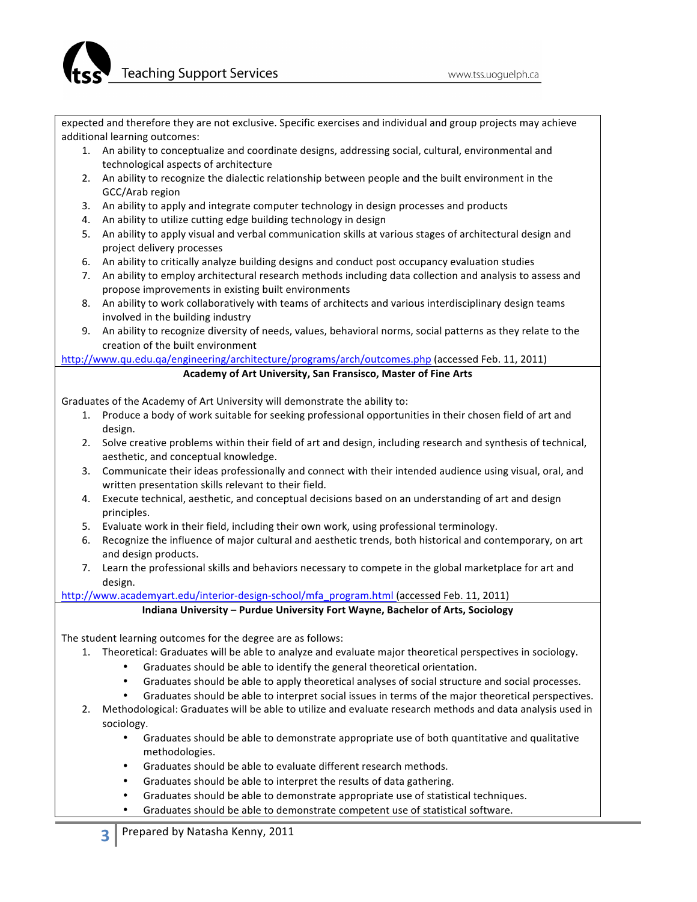expected and therefore they are not exclusive. Specific exercises and individual and group projects may achieve additional learning outcomes:

1. An ability to conceptualize and coordinate designs, addressing social, cultural, environmental and technological aspects of architecture
2. An ability to recognize the dialectic relationship between people and the built environment in the GCC/Arab region
3. An ability to apply and integrate computer technology in design processes and products
4. An ability to utilize cutting edge building technology in design
5. An ability to apply visual and verbal communication skills at various stages of architectural design and project delivery processes
6. An ability to critically analyze building designs and conduct post occupancy evaluation studies
7. An ability to employ architectural research methods including data collection and analysis to assess and propose improvements in existing built environments
8. An ability to work collaboratively with teams of architects and various interdisciplinary design teams involved in the building industry
9. An ability to recognize diversity of needs, values, behavioral norms, social patterns as they relate to the creation of the built environment

http://www.qu.edu.qa/engineering/architecture/programs/arch/outcomes.php (accessed Feb. 11, 2011)

**Academy of Art University, San Fransisco, Master of Fine Arts**

Graduates of the Academy of Art University will demonstrate the ability to:

1. Produce a body of work suitable for seeking professional opportunities in their chosen field of art and design.
2. Solve creative problems within their field of art and design, including research and synthesis of technical, aesthetic, and conceptual knowledge.
3. Communicate their ideas professionally and connect with their intended audience using visual, oral, and written presentation skills relevant to their field.
4. Execute technical, aesthetic, and conceptual decisions based on an understanding of art and design principles.
5. Evaluate work in their field, including their own work, using professional terminology.
6. Recognize the influence of major cultural and aesthetic trends, both historical and contemporary, on art and design products.
7. Learn the professional skills and behaviors necessary to compete in the global marketplace for art and design.

http://www.academyart.edu/interior-design-school/mfa_program.html (accessed Feb. 11, 2011)

**Indiana University – Purdue University Fort Wayne, Bachelor of Arts, Sociology**

The student learning outcomes for the degree are as follows:

1. Theoretical: Graduates will be able to analyze and evaluate major theoretical perspectives in sociology.
    - Graduates should be able to identify the general theoretical orientation.
    - Graduates should be able to apply theoretical analyses of social structure and social processes.
    - Graduates should be able to interpret social issues in terms of the major theoretical perspectives.
2. Methodological: Graduates will be able to utilize and evaluate research methods and data analysis used in sociology.
    - Graduates should be able to demonstrate appropriate use of both quantitative and qualitative methodologies.
    - Graduates should be able to evaluate different research methods.
    - Graduates should be able to interpret the results of data gathering.
    - Graduates should be able to demonstrate appropriate use of statistical techniques.
    - Graduates should be able to demonstrate competent use of statistical software.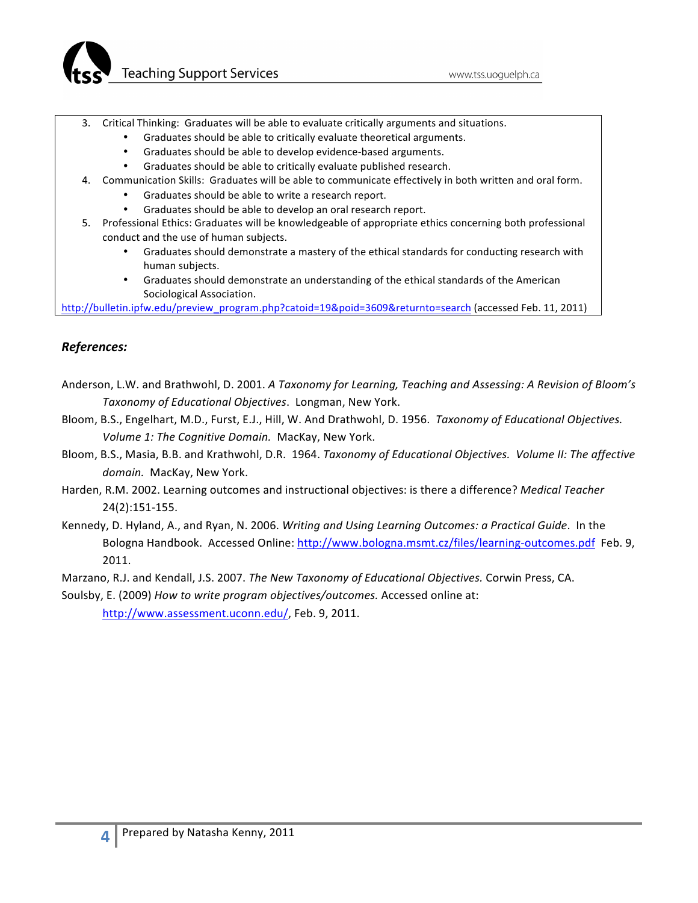3. Critical Thinking: Graduates will be able to evaluate critically arguments and situations.
   - Graduates should be able to critically evaluate theoretical arguments.
   - Graduates should be able to develop evidence-based arguments.
   - Graduates should be able to critically evaluate published research.
4. Communication Skills: Graduates will be able to communicate effectively in both written and oral form.
   - Graduates should be able to write a research report.
   - Graduates should be able to develop an oral research report.
5. Professional Ethics: Graduates will be knowledgeable of appropriate ethics concerning both professional conduct and the use of human subjects.
   - Graduates should demonstrate a mastery of the ethical standards for conducting research with human subjects.
   - Graduates should demonstrate an understanding of the ethical standards of the American Sociological Association.

http://bulletin.ipfw.edu/preview_program.php?catoid=19&poid=3609&returnto=search (accessed Feb. 11, 2011)

### *References:*

Anderson, L.W. and Brathwohl, D. 2001. *A Taxonomy for Learning, Teaching and Assessing: A Revision of Bloom's Taxonomy of Educational Objectives*. Longman, New York.

Bloom, B.S., Engelhart, M.D., Furst, E.J., Hill, W. And Drathwohl, D. 1956. *Taxonomy of Educational Objectives. Volume 1: The Cognitive Domain.* MacKay, New York.

Bloom, B.S., Masia, B.B. and Krathwohl, D.R. 1964. *Taxonomy of Educational Objectives. Volume II: The affective domain.* MacKay, New York.

Harden, R.M. 2002. Learning outcomes and instructional objectives: is there a difference? *Medical Teacher* 24(2):151-155.

Kennedy, D. Hyland, A., and Ryan, N. 2006. *Writing and Using Learning Outcomes: a Practical Guide*. In the Bologna Handbook. Accessed Online: http://www.bologna.msmt.cz/files/learning-outcomes.pdf Feb. 9, 2011.

Marzano, R.J. and Kendall, J.S. 2007. *The New Taxonomy of Educational Objectives.* Corwin Press, CA.

Soulsby, E. (2009) *How to write program objectives/outcomes.* Accessed online at: http://www.assessment.uconn.edu/, Feb. 9, 2011.

Prepared by Natasha Kenny, 2011